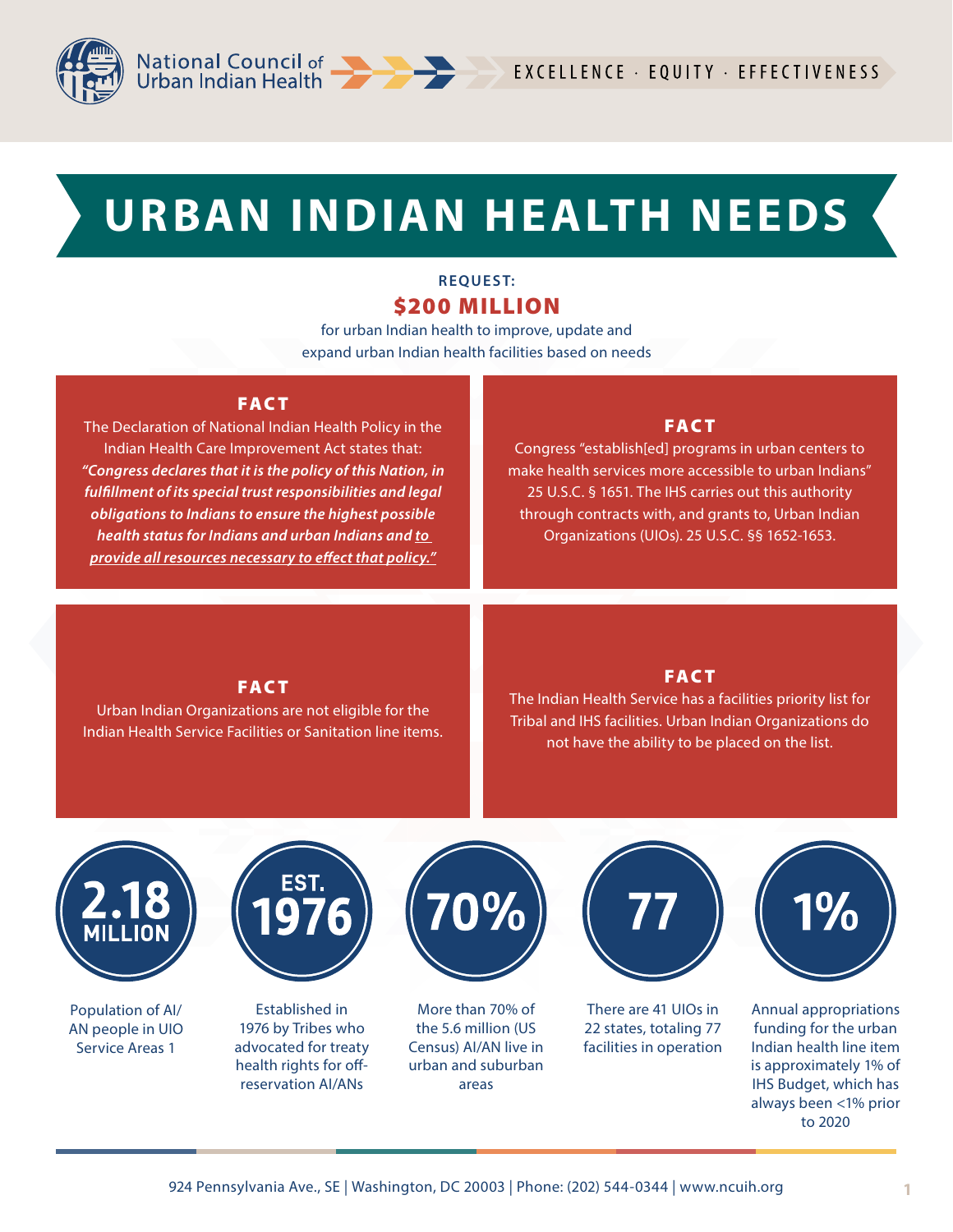National Council of Urban Indian Health

EXCELLENCE · EQUITY · EFFECTIVENESS

# URBAN INDIAN HEALTH NEEDS

**REQUEST:**

**$200 MILLION**

for urban Indian health to improve, update and expand urban Indian health facilities based on needs

### FACT

The Declaration of National Indian Health Policy in the Indian Health Care Improvement Act states that: ***"Congress declares that it is the policy of this Nation, in fulfillment of its special trust responsibilities and legal obligations to Indians to ensure the highest possible health status for Indians and urban Indians and to provide all resources necessary to effect that policy."***

### FACT

Congress "establish[ed] programs in urban centers to make health services more accessible to urban Indians" 25 U.S.C. § 1651. The IHS carries out this authority through contracts with, and grants to, Urban Indian Organizations (UIOs). 25 U.S.C. §§ 1652-1653.

### FACT

Urban Indian Organizations are not eligible for the Indian Health Service Facilities or Sanitation line items.

### FACT

The Indian Health Service has a facilities priority list for Tribal and IHS facilities. Urban Indian Organizations do not have the ability to be placed on the list.

**2.18 MILLION**

Population of AI/AN people in UIO Service Areas 1

**EST. 1976**

Established in 1976 by Tribes who advocated for treaty health rights for off-reservation AI/ANs

**70%**

More than 70% of the 5.6 million (US Census) AI/AN live in urban and suburban areas

**77**

There are 41 UIOs in 22 states, totaling 77 facilities in operation

**1%**

Annual appropriations funding for the urban Indian health line item is approximately 1% of IHS Budget, which has always been <1% prior to 2020

924 Pennsylvania Ave., SE | Washington, DC 20003 | Phone: (202) 544-0344 | www.ncuih.org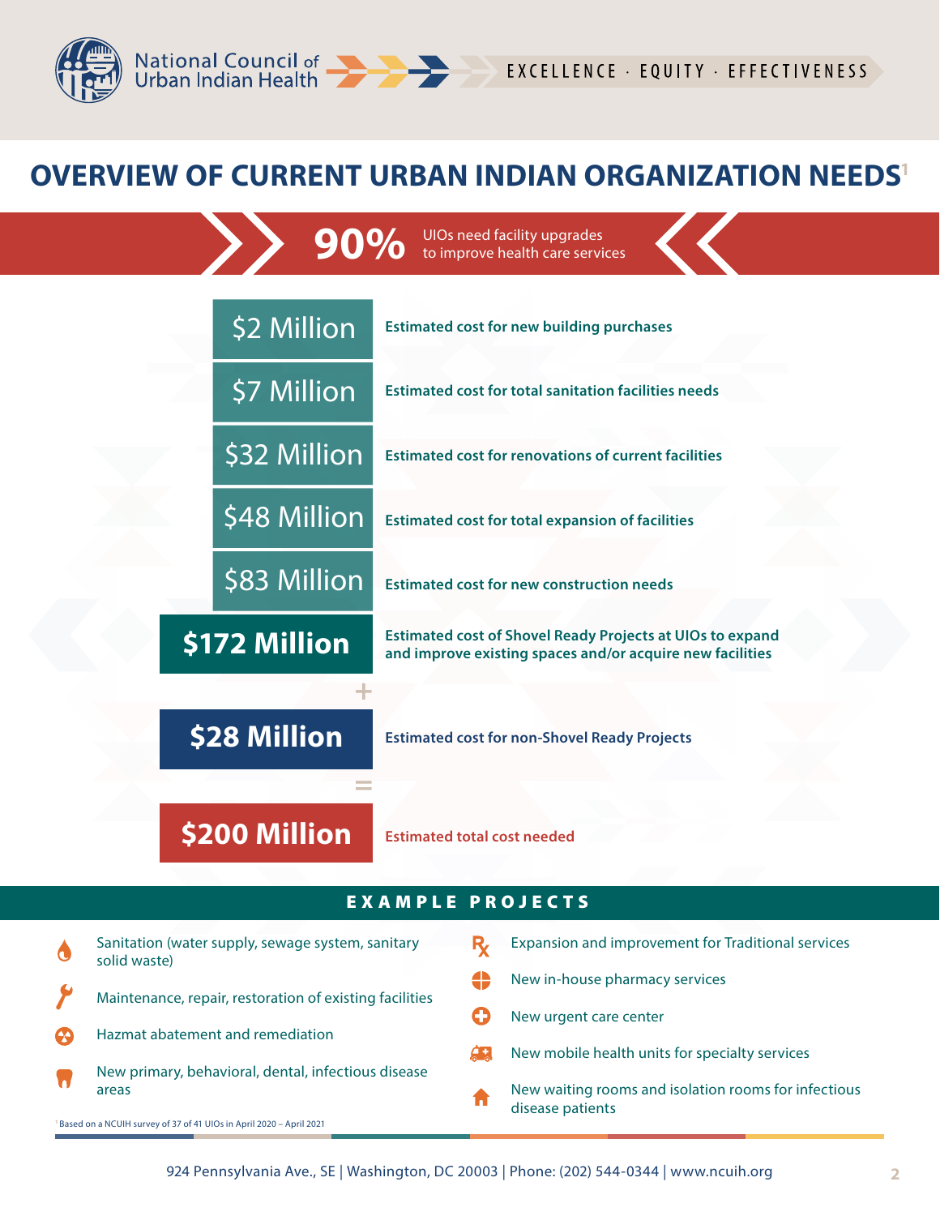# OVERVIEW OF CURRENT URBAN INDIAN ORGANIZATION NEEDS[1]

**90%** UIOs need facility upgrades to improve health care services

| | |
|---|---|
| $2 Million | **Estimated cost for new building purchases** |
| $7 Million | **Estimated cost for total sanitation facilities needs** |
| $32 Million | **Estimated cost for renovations of current facilities** |
| $48 Million | **Estimated cost for total expansion of facilities** |
| $83 Million | **Estimated cost for new construction needs** |
| **$172 Million** | **Estimated cost of Shovel Ready Projects at UIOs to expand and improve existing spaces and/or acquire new facilities** |
| + | |
| **$28 Million** | **Estimated cost for non-Shovel Ready Projects** |
| = | |
| **$200 Million** | **Estimated total cost needed** |

## EXAMPLE PROJECTS

- Sanitation (water supply, sewage system, sanitary solid waste)
- Maintenance, repair, restoration of existing facilities
- Hazmat abatement and remediation
- New primary, behavioral, dental, infectious disease areas
- Expansion and improvement for Traditional services
- New in-house pharmacy services
- New urgent care center
- New mobile health units for specialty services
- New waiting rooms and isolation rooms for infectious disease patients

[1] Based on a NCUIH survey of 37 of 41 UIOs in April 2020 – April 2021

924 Pennsylvania Ave., SE | Washington, DC 20003 | Phone: (202) 544-0344 | www.ncuih.org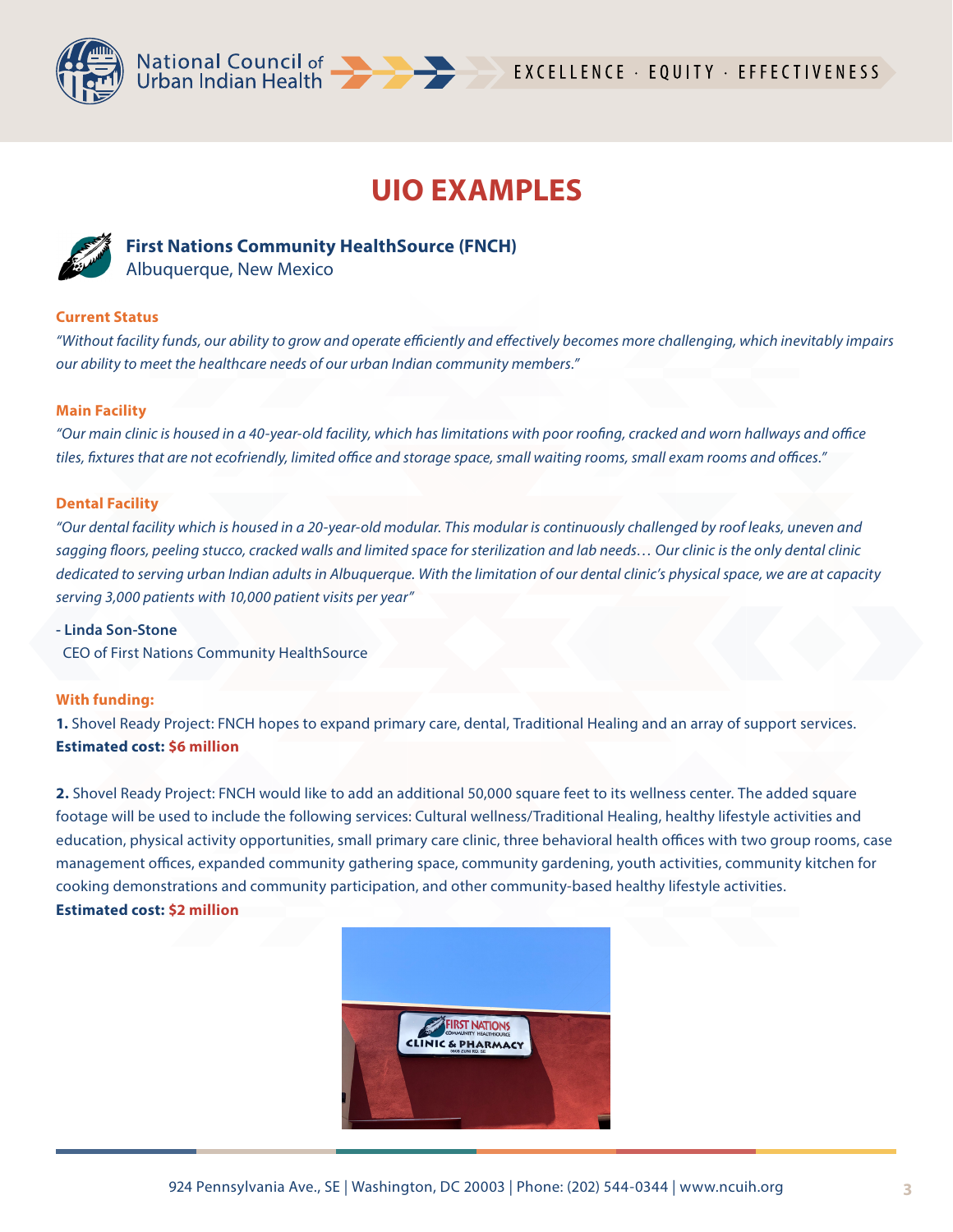# UIO EXAMPLES

**First Nations Community HealthSource (FNCH)**
Albuquerque, New Mexico

**Current Status**

*"Without facility funds, our ability to grow and operate efficiently and effectively becomes more challenging, which inevitably impairs our ability to meet the healthcare needs of our urban Indian community members."*

**Main Facility**

*"Our main clinic is housed in a 40-year-old facility, which has limitations with poor roofing, cracked and worn hallways and office tiles, fixtures that are not ecofriendly, limited office and storage space, small waiting rooms, small exam rooms and offices."*

**Dental Facility**

*"Our dental facility which is housed in a 20-year-old modular. This modular is continuously challenged by roof leaks, uneven and sagging floors, peeling stucco, cracked walls and limited space for sterilization and lab needs… Our clinic is the only dental clinic dedicated to serving urban Indian adults in Albuquerque. With the limitation of our dental clinic's physical space, we are at capacity serving 3,000 patients with 10,000 patient visits per year"*

**- Linda Son-Stone**
CEO of First Nations Community HealthSource

**With funding:**

**1.** Shovel Ready Project: FNCH hopes to expand primary care, dental, Traditional Healing and an array of support services.
**Estimated cost: $6 million**

**2.** Shovel Ready Project: FNCH would like to add an additional 50,000 square feet to its wellness center. The added square footage will be used to include the following services: Cultural wellness/Traditional Healing, healthy lifestyle activities and education, physical activity opportunities, small primary care clinic, three behavioral health offices with two group rooms, case management offices, expanded community gathering space, community gardening, youth activities, community kitchen for cooking demonstrations and community participation, and other community-based healthy lifestyle activities.
**Estimated cost: $2 million**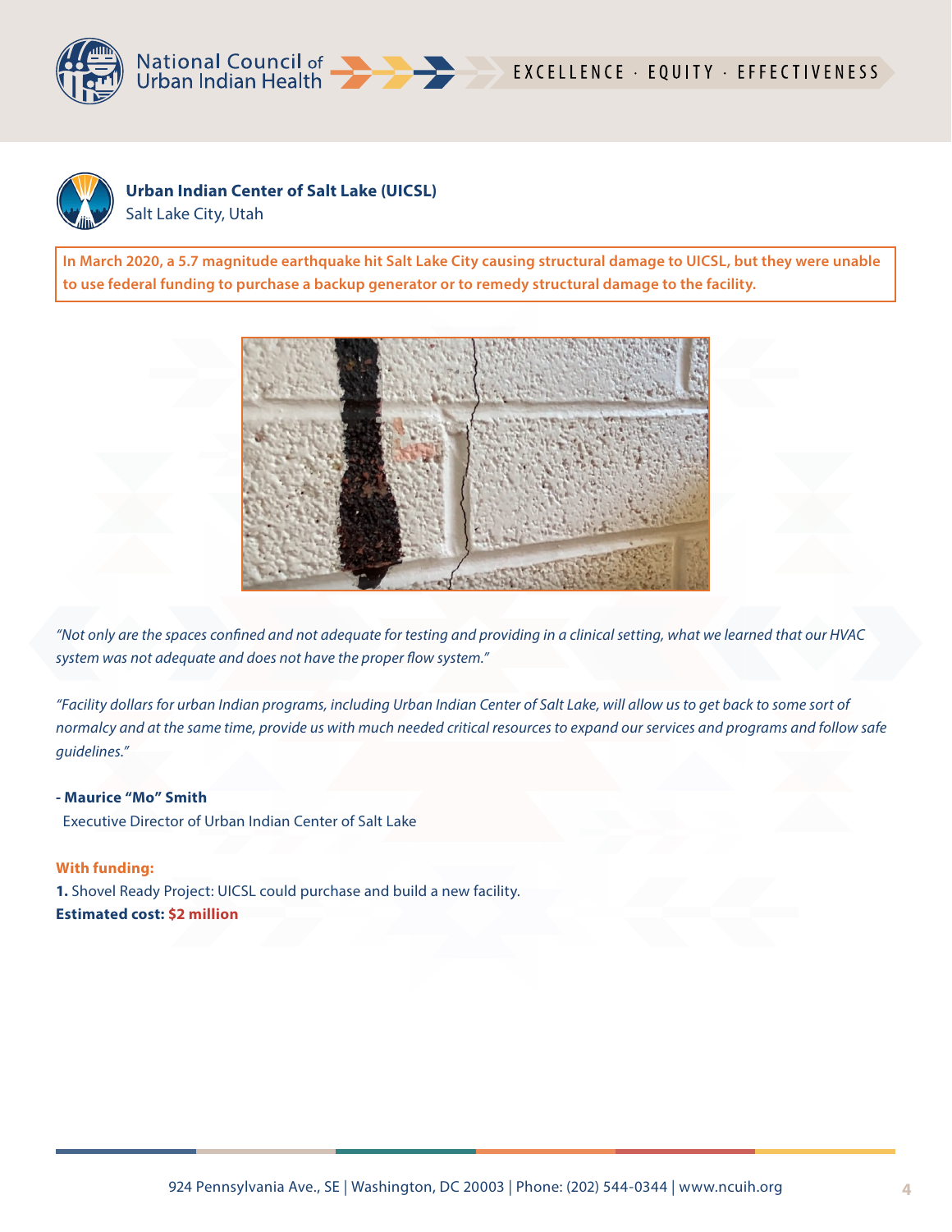**Urban Indian Center of Salt Lake (UICSL)**
Salt Lake City, Utah

**In March 2020, a 5.7 magnitude earthquake hit Salt Lake City causing structural damage to UICSL, but they were unable to use federal funding to purchase a backup generator or to remedy structural damage to the facility.**

*"Not only are the spaces confined and not adequate for testing and providing in a clinical setting, what we learned that our HVAC system was not adequate and does not have the proper flow system."*

*"Facility dollars for urban Indian programs, including Urban Indian Center of Salt Lake, will allow us to get back to some sort of normalcy and at the same time, provide us with much needed critical resources to expand our services and programs and follow safe guidelines."*

**- Maurice "Mo" Smith**
Executive Director of Urban Indian Center of Salt Lake

**With funding:**

**1.** Shovel Ready Project: UICSL could purchase and build a new facility.
**Estimated cost: $2 million**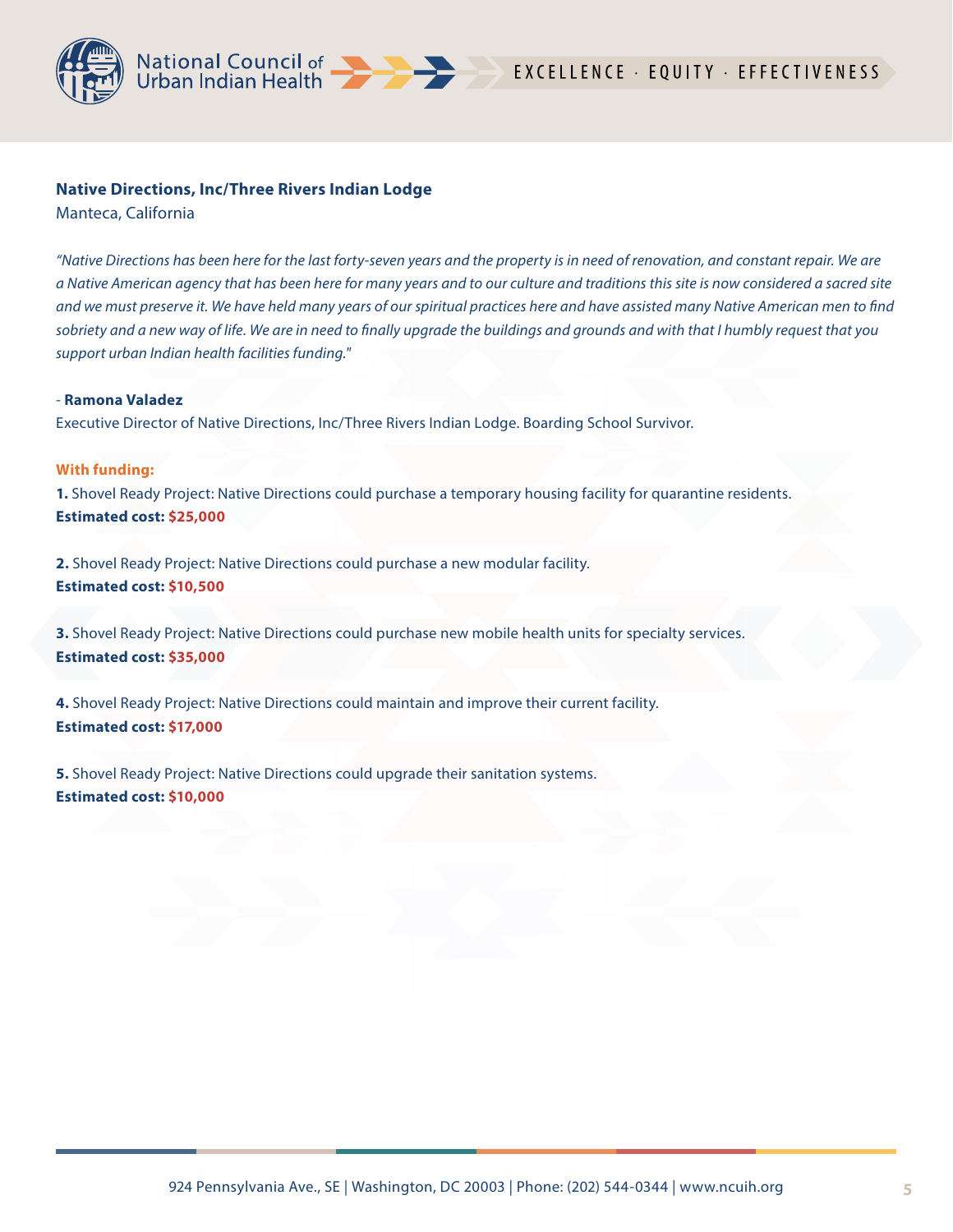**Native Directions, Inc/Three Rivers Indian Lodge**

Manteca, California

*"Native Directions has been here for the last forty-seven years and the property is in need of renovation, and constant repair. We are a Native American agency that has been here for many years and to our culture and traditions this site is now considered a sacred site and we must preserve it. We have held many years of our spiritual practices here and have assisted many Native American men to find sobriety and a new way of life. We are in need to finally upgrade the buildings and grounds and with that I humbly request that you support urban Indian health facilities funding."*

\- **Ramona Valadez**

Executive Director of Native Directions, Inc/Three Rivers Indian Lodge. Boarding School Survivor.

**With funding:**

**1.** Shovel Ready Project: Native Directions could purchase a temporary housing facility for quarantine residents.
**Estimated cost: $25,000**

**2.** Shovel Ready Project: Native Directions could purchase a new modular facility.
**Estimated cost: $10,500**

**3.** Shovel Ready Project: Native Directions could purchase new mobile health units for specialty services.
**Estimated cost: $35,000**

**4.** Shovel Ready Project: Native Directions could maintain and improve their current facility.
**Estimated cost: $17,000**

**5.** Shovel Ready Project: Native Directions could upgrade their sanitation systems.
**Estimated cost: $10,000**